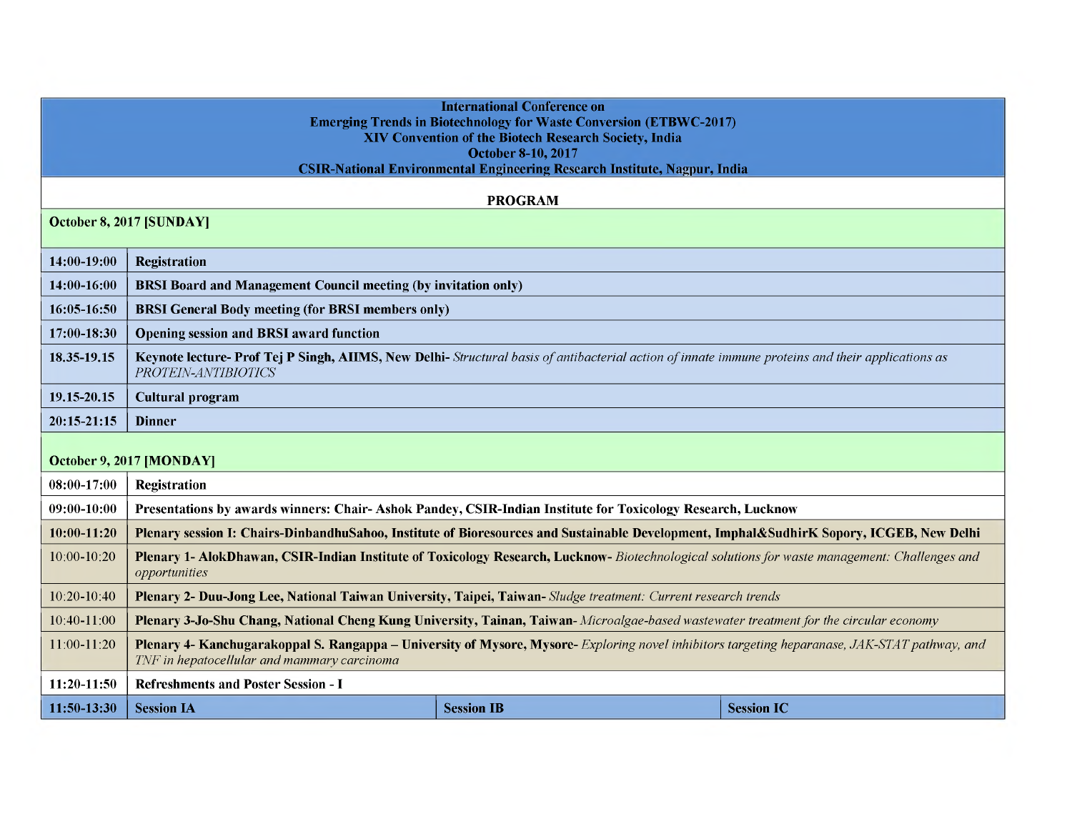**International Conference on**
**Emerging Trends in Biotechnology for Waste Conversion (ETBWC-2017)**
**XIV Convention of the Biotech Research Society, India**
**October 8-10, 2017**
**CSIR-National Environmental Engineering Research Institute, Nagpur, India**

## PROGRAM

| | | | |
|---|---|---|---|
| **October 8, 2017 [SUNDAY]** | | | |
| **14:00-19:00** | **Registration** | | |
| **14:00-16:00** | **BRSI Board and Management Council meeting (by invitation only)** | | |
| **16:05-16:50** | **BRSI General Body meeting (for BRSI members only)** | | |
| **17:00-18:30** | **Opening session and BRSI award function** | | |
| **18.35-19.15** | **Keynote lecture- Prof Tej P Singh, AIIMS, New Delhi-** *Structural basis of antibacterial action of innate immune proteins and their applications as PROTEIN-ANTIBIOTICS* | | |
| **19.15-20.15** | **Cultural program** | | |
| **20:15-21:15** | **Dinner** | | |
| **October 9, 2017 [MONDAY]** | | | |
| **08:00-17:00** | **Registration** | | |
| **09:00-10:00** | **Presentations by awards winners: Chair- Ashok Pandey, CSIR-Indian Institute for Toxicology Research, Lucknow** | | |
| **10:00-11:20** | **Plenary session I: Chairs-DinbandhuSahoo, Institute of Bioresources and Sustainable Development, Imphal&SudhirK Sopory, ICGEB, New Delhi** | | |
| 10:00-10:20 | **Plenary 1- AlokDhawan, CSIR-Indian Institute of Toxicology Research, Lucknow-** *Biotechnological solutions for waste management: Challenges and opportunities* | | |
| 10:20-10:40 | **Plenary 2- Duu-Jong Lee, National Taiwan University, Taipei, Taiwan-** *Sludge treatment: Current research trends* | | |
| 10:40-11:00 | **Plenary 3-Jo-Shu Chang, National Cheng Kung University, Tainan, Taiwan-** *Microalgae-based wastewater treatment for the circular economy* | | |
| 11:00-11:20 | **Plenary 4- Kanchugarakoppal S. Rangappa – University of Mysore, Mysore-** *Exploring novel inhibitors targeting heparanase, JAK-STAT pathway, and TNF in hepatocellular and mammary carcinoma* | | |
| **11:20-11:50** | **Refreshments and Poster Session - I** | | |
| **11:50-13:30** | **Session IA** | **Session IB** | **Session IC** |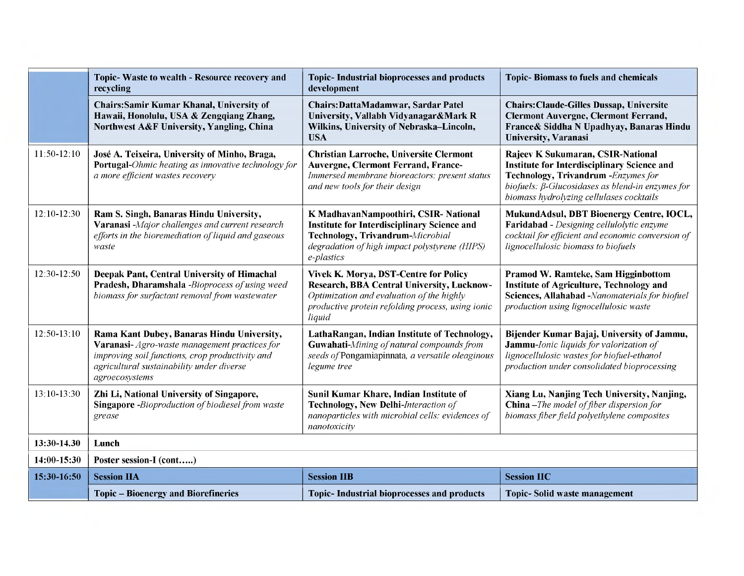| | Topic- Waste to wealth - Resource recovery and recycling | Topic- Industrial bioprocesses and products development | Topic- Biomass to fuels and chemicals |
|---|---|---|---|
| | **Chairs:Samir Kumar Khanal, University of Hawaii, Honolulu, USA & Zengqiang Zhang, Northwest A&F University, Yangling, China** | **Chairs:DattaMadamwar, Sardar Patel University, Vallabh Vidyanagar&Mark R Wilkins, University of Nebraska–Lincoln, USA** | **Chairs:Claude-Gilles Dussap, Universite Clermont Auvergne, Clermont Ferrand, France& Siddha N Upadhyay, Banaras Hindu University, Varanasi** |
| 11:50-12:10 | **José A. Teixeira, University of Minho, Braga, Portugal**-*Ohmic heating as innovative technology for a more efficient wastes recovery* | **Christian Larroche, Universite Clermont Auvergne, Clermont Ferrand, France-** *Immersed membrane bioreactors: present status and new tools for their design* | **Rajeev K Sukumaran, CSIR-National Institute for Interdisciplinary Science and Technology, Trivandrum** -*Enzymes for biofuels: β-Glucosidases as blend-in enzymes for biomass hydrolyzing cellulases cocktails* |
| 12:10-12:30 | **Ram S. Singh, Banaras Hindu University, Varanasi** -*Major challenges and current research efforts in the bioremediation of liquid and gaseous waste* | **K MadhavanNampoothiri, CSIR- National Institute for Interdisciplinary Science and Technology, Trivandrum**-*Microbial degradation of high impact polystyrene (HIPS) e-plastics* | **MukundAdsul, DBT Bioenergy Centre, IOCL, Faridabad** - *Designing cellulolytic enzyme cocktail for efficient and economic conversion of lignocellulosic biomass to biofuels* |
| 12:30-12:50 | **Deepak Pant, Central University of Himachal Pradesh, Dharamshala** -*Bioprocess of using weed biomass for surfactant removal from wastewater* | **Vivek K. Morya, DST-Centre for Policy Research, BBA Central University, Lucknow-** *Optimization and evaluation of the highly productive protein refolding process, using ionic liquid* | **Pramod W. Ramteke, Sam Higginbottom Institute of Agriculture, Technology and Sciences, Allahabad** -*Nanomaterials for biofuel production using lignocellulosic waste* |
| 12:50-13:10 | **Rama Kant Dubey, Banaras Hindu University, Varanasi-** *Agro-waste management practices for improving soil functions, crop productivity and agricultural sustainability under diverse agroecosystems* | **LathaRangan, Indian Institute of Technology, Guwahati**-*Mining of natural compounds from seeds of* Pongamiapinnata, *a versatile oleaginous legume tree* | **Bijender Kumar Bajaj, University of Jammu, Jammu**-*Ionic liquids for valorization of lignocellulosic wastes for biofuel-ethanol production under consolidated bioprocessing* |
| 13:10-13:30 | **Zhi Li, National University of Singapore, Singapore** -*Bioproduction of biodiesel from waste grease* | **Sunil Kumar Khare, Indian Institute of Technology, New Delhi**-*Interaction of nanoparticles with microbial cells: evidences of nanotoxicity* | **Xiang Lu, Nanjing Tech University, Nanjing, China** –*The model of fiber dispersion for biomass fiber field polyethylene composites* |
| **13:30-14.30** | **Lunch** | | |
| **14:00-15:30** | **Poster session-I (cont…..)** | | |
| **15:30-16:50** | **Session IIA** | **Session IIB** | **Session IIC** |
| | **Topic – Bioenergy and Biorefineries** | **Topic- Industrial bioprocesses and products** | **Topic- Solid waste management** |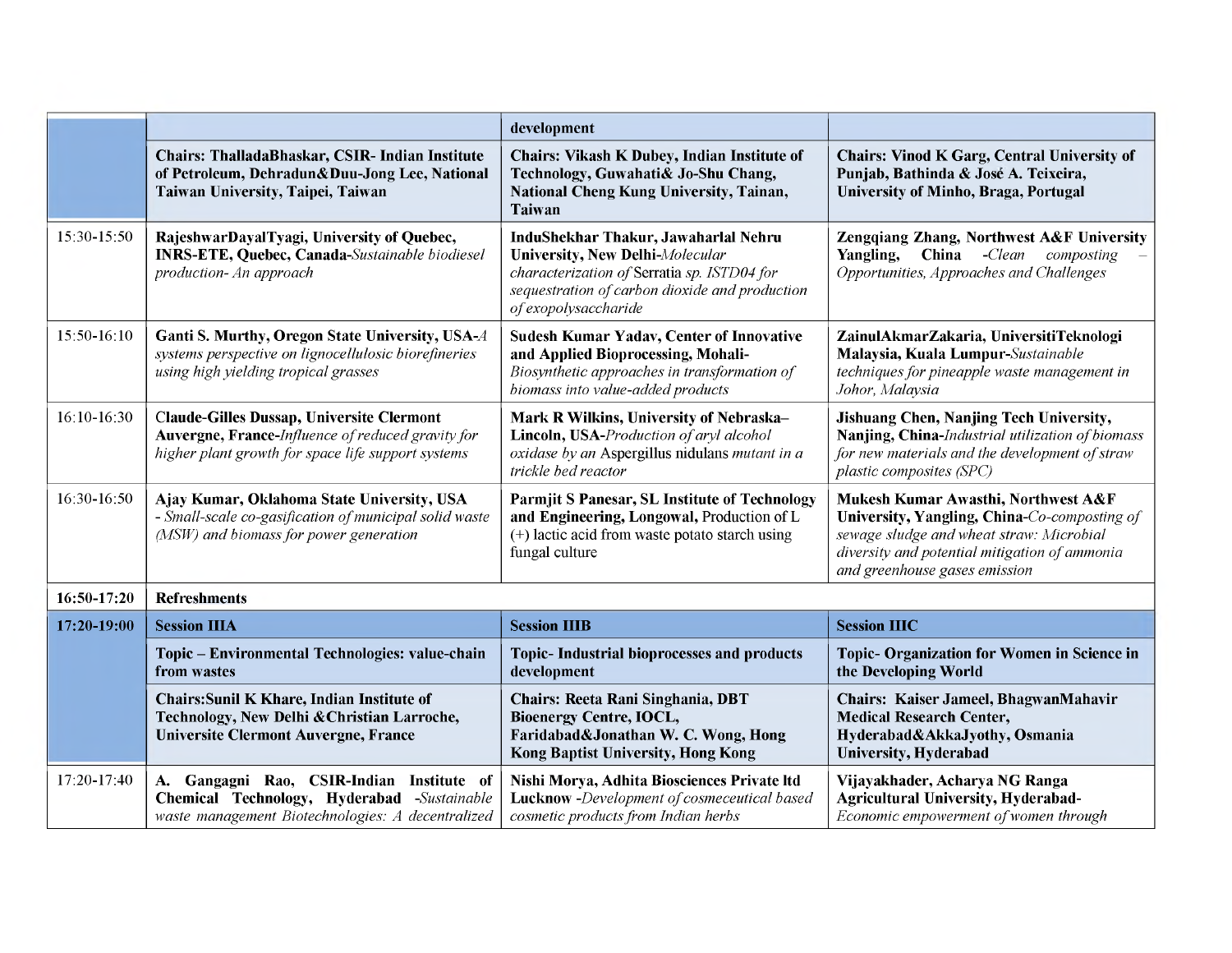| | | | |
|---|---|---|---|
| | | development | |
| | **Chairs: ThalladaBhaskar, CSIR- Indian Institute of Petroleum, Dehradun&Duu-Jong Lee, National Taiwan University, Taipei, Taiwan** | **Chairs: Vikash K Dubey, Indian Institute of Technology, Guwahati& Jo-Shu Chang, National Cheng Kung University, Tainan, Taiwan** | **Chairs: Vinod K Garg, Central University of Punjab, Bathinda & José A. Teixeira, University of Minho, Braga, Portugal** |
| 15:30-15:50 | **RajeshwarDayalTyagi, University of Quebec, INRS-ETE, Quebec, Canada-***Sustainable biodiesel production- An approach* | **InduShekhar Thakur, Jawaharlal Nehru University, New Delhi-***Molecular characterization of* Serratia *sp. ISTD04 for sequestration of carbon dioxide and production of exopolysaccharide* | **Zengqiang Zhang, Northwest A&F University Yangling, China** *-Clean composting – Opportunities, Approaches and Challenges* |
| 15:50-16:10 | **Ganti S. Murthy, Oregon State University, USA-***A systems perspective on lignocellulosic biorefineries using high yielding tropical grasses* | **Sudesh Kumar Yadav, Center of Innovative and Applied Bioprocessing, Mohali-** *Biosynthetic approaches in transformation of biomass into value-added products* | **ZainulAkmarZakaria, UniversitiTeknologi Malaysia, Kuala Lumpur-***Sustainable techniques for pineapple waste management in Johor, Malaysia* |
| 16:10-16:30 | **Claude-Gilles Dussap, Universite Clermont Auvergne, France-***Influence of reduced gravity for higher plant growth for space life support systems* | **Mark R Wilkins, University of Nebraska–Lincoln, USA-***Production of aryl alcohol oxidase by an* Aspergillus nidulans *mutant in a trickle bed reactor* | **Jishuang Chen, Nanjing Tech University, Nanjing, China-***Industrial utilization of biomass for new materials and the development of straw plastic composites (SPC)* |
| 16:30-16:50 | **Ajay Kumar, Oklahoma State University, USA** *- Small-scale co-gasification of municipal solid waste (MSW) and biomass for power generation* | **Parmjit S Panesar, SL Institute of Technology and Engineering, Longowal,** Production of L (+) lactic acid from waste potato starch using fungal culture | **Mukesh Kumar Awasthi, Northwest A&F University, Yangling, China-***Co-composting of sewage sludge and wheat straw: Microbial diversity and potential mitigation of ammonia and greenhouse gases emission* |
| **16:50-17:20** | **Refreshments** | | |
| **17:20-19:00** | **Session IIIA** | **Session IIIB** | **Session IIIC** |
| | **Topic – Environmental Technologies: value-chain from wastes** | **Topic- Industrial bioprocesses and products development** | **Topic- Organization for Women in Science in the Developing World** |
| | **Chairs:Sunil K Khare, Indian Institute of Technology, New Delhi &Christian Larroche, Universite Clermont Auvergne, France** | **Chairs: Reeta Rani Singhania, DBT Bioenergy Centre, IOCL, Faridabad&Jonathan W. C. Wong, Hong Kong Baptist University, Hong Kong** | **Chairs: Kaiser Jameel, BhagwanMahavir Medical Research Center, Hyderabad&AkkaJyothy, Osmania University, Hyderabad** |
| 17:20-17:40 | **A. Gangagni Rao, CSIR-Indian Institute of Chemical Technology, Hyderabad** *-Sustainable waste management Biotechnologies: A decentralized* | **Nishi Morya, Adhita Biosciences Private ltd Lucknow** *-Development of cosmeceutical based cosmetic products from Indian herbs* | **Vijayakhader, Acharya NG Ranga Agricultural University, Hyderabad-** *Economic empowerment of women through* |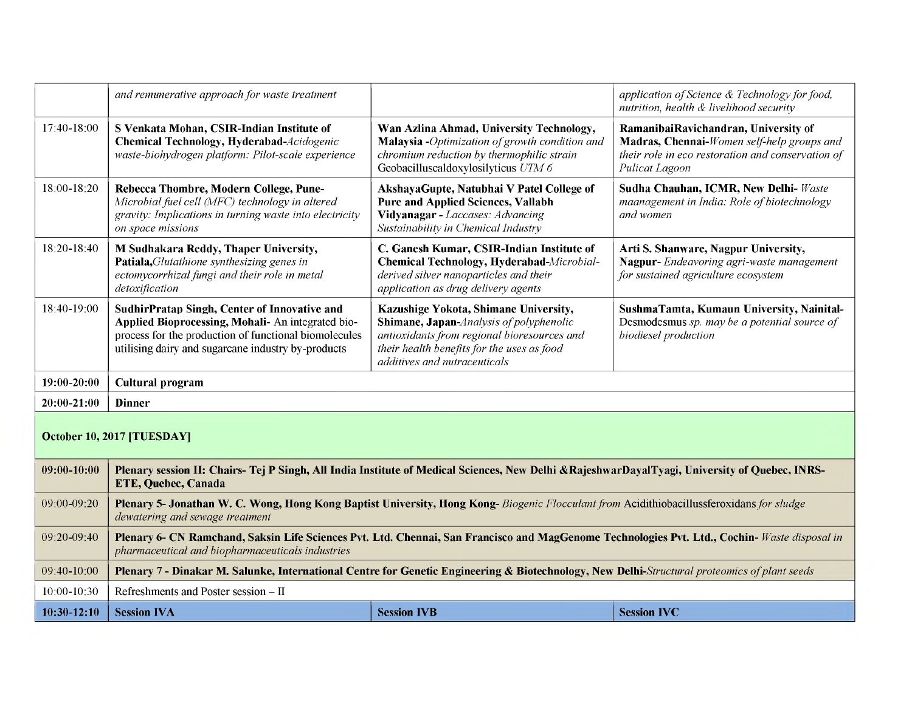| | | | |
|---|---|---|---|
| | *and remunerative approach for waste treatment* | | *application of Science & Technology for food, nutrition, health & livelihood security* |
| 17:40-18:00 | **S Venkata Mohan, CSIR-Indian Institute of Chemical Technology, Hyderabad-***Acidogenic waste-biohydrogen platform: Pilot-scale experience* | **Wan Azlina Ahmad, University Technology, Malaysia -***Optimization of growth condition and chromium reduction by thermophilic strain* Geobacilluscaldoxylosilyticus *UTM 6* | **RamanibaiRavichandran, University of Madras, Chennai-***Women self-help groups and their role in eco restoration and conservation of Pulicat Lagoon* |
| 18:00-18:20 | **Rebecca Thombre, Modern College, Pune-** *Microbial fuel cell (MFC) technology in altered gravity: Implications in turning waste into electricity on space missions* | **AkshayaGupte, Natubhai V Patel College of Pure and Applied Sciences, Vallabh Vidyanagar -** *Laccases: Advancing Sustainability in Chemical Industry* | **Sudha Chauhan, ICMR, New Delhi-** *Waste maanagement in India: Role of biotechnology and women* |
| 18:20-18:40 | **M Sudhakara Reddy, Thaper University, Patiala,***Glutathione synthesizing genes in ectomycorrhizal fungi and their role in metal detoxification* | **C. Ganesh Kumar, CSIR-Indian Institute of Chemical Technology, Hyderabad-***Microbial-derived silver nanoparticles and their application as drug delivery agents* | **Arti S. Shanware, Nagpur University, Nagpur-** *Endeavoring agri-waste management for sustained agriculture ecosystem* |
| 18:40-19:00 | **SudhirPratap Singh, Center of Innovative and Applied Bioprocessing, Mohali-** An integrated bio-process for the production of functional biomolecules utilising dairy and sugarcane industry by-products | **Kazushige Yokota, Shimane University, Shimane, Japan-***Analysis of polyphenolic antioxidants from regional bioresources and their health benefits for the uses as food additives and nutraceuticals* | **SushmaTamta, Kumaun University, Nainital-** Desmodesmus *sp. may be a potential source of biodiesel production* |
| **19:00-20:00** | **Cultural program** | | |
| **20:00-21:00** | **Dinner** | | |
| **October 10, 2017 [TUESDAY]** | | | |
| **09:00-10:00** | **Plenary session II: Chairs- Tej P Singh, All India Institute of Medical Sciences, New Delhi &RajeshwarDayalTyagi, University of Quebec, INRS-ETE, Quebec, Canada** | | |
| 09:00-09:20 | **Plenary 5- Jonathan W. C. Wong, Hong Kong Baptist University, Hong Kong-** *Biogenic Flocculant from* Acidithiobacillussferoxidans *for sludge dewatering and sewage treatment* | | |
| 09:20-09:40 | **Plenary 6- CN Ramchand, Saksin Life Sciences Pvt. Ltd. Chennai, San Francisco and MagGenome Technologies Pvt. Ltd., Cochin-** *Waste disposal in pharmaceutical and biopharmaceuticals industries* | | |
| 09:40-10:00 | **Plenary 7 - Dinakar M. Salunke, International Centre for Genetic Engineering & Biotechnology, New Delhi-***Structural proteomics of plant seeds* | | |
| 10:00-10:30 | Refreshments and Poster session – II | | |
| **10:30-12:10** | **Session IVA** | **Session IVB** | **Session IVC** |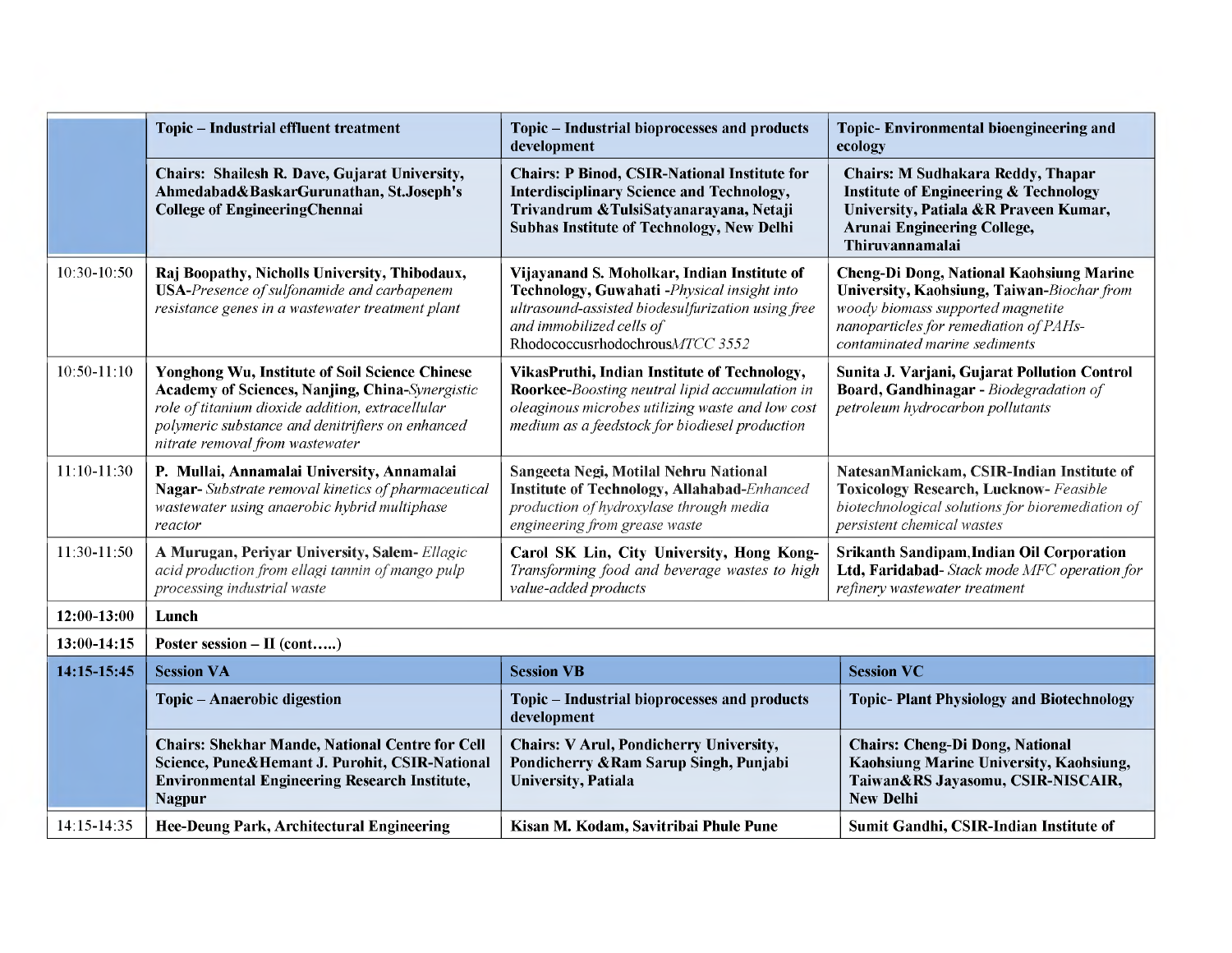| | Topic – Industrial effluent treatment | Topic – Industrial bioprocesses and products development | Topic- Environmental bioengineering and ecology |
|---|---|---|---|
| | **Chairs: Shailesh R. Dave, Gujarat University, Ahmedabad&BaskarGurunathan, St.Joseph's College of EngineeringChennai** | **Chairs: P Binod, CSIR-National Institute for Interdisciplinary Science and Technology, Trivandrum &TulsiSatyanarayana, Netaji Subhas Institute of Technology, New Delhi** | **Chairs: M Sudhakara Reddy, Thapar Institute of Engineering & Technology University, Patiala &R Praveen Kumar, Arunai Engineering College, Thiruvannamalai** |
| 10:30-10:50 | **Raj Boopathy, Nicholls University, Thibodaux, USA-***Presence of sulfonamide and carbapenem resistance genes in a wastewater treatment plant* | **Vijayanand S. Moholkar, Indian Institute of Technology, Guwahati -***Physical insight into ultrasound-assisted biodesulfurization using free and immobilized cells of* Rhodococcusrhodochrous*MTCC 3552* | **Cheng-Di Dong, National Kaohsiung Marine University, Kaohsiung, Taiwan-***Biochar from woody biomass supported magnetite nanoparticles for remediation of PAHs-contaminated marine sediments* |
| 10:50-11:10 | **Yonghong Wu, Institute of Soil Science Chinese Academy of Sciences, Nanjing, China-***Synergistic role of titanium dioxide addition, extracellular polymeric substance and denitrifiers on enhanced nitrate removal from wastewater* | **VikasPruthi, Indian Institute of Technology, Roorkee-***Boosting neutral lipid accumulation in oleaginous microbes utilizing waste and low cost medium as a feedstock for biodiesel production* | **Sunita J. Varjani, Gujarat Pollution Control Board, Gandhinagar -** *Biodegradation of petroleum hydrocarbon pollutants* |
| 11:10-11:30 | **P. Mullai, Annamalai University, Annamalai Nagar-** *Substrate removal kinetics of pharmaceutical wastewater using anaerobic hybrid multiphase reactor* | **Sangeeta Negi, Motilal Nehru National Institute of Technology, Allahabad-***Enhanced production of hydroxylase through media engineering from grease waste* | **NatesanManickam, CSIR-Indian Institute of Toxicology Research, Lucknow-** *Feasible biotechnological solutions for bioremediation of persistent chemical wastes* |
| 11:30-11:50 | **A Murugan, Periyar University, Salem-** *Ellagic acid production from ellagi tannin of mango pulp processing industrial waste* | **Carol SK Lin, City University, Hong Kong-** *Transforming food and beverage wastes to high value-added products* | **Srikanth Sandipam,Indian Oil Corporation Ltd, Faridabad-** *Stack mode MFC operation for refinery wastewater treatment* |
| **12:00-13:00** | **Lunch** | | |
| **13:00-14:15** | **Poster session – II (cont…..)** | | |
| **14:15-15:45** | **Session VA** | **Session VB** | **Session VC** |
| | **Topic – Anaerobic digestion** | **Topic – Industrial bioprocesses and products development** | **Topic- Plant Physiology and Biotechnology** |
| | **Chairs: Shekhar Mande, National Centre for Cell Science, Pune&Hemant J. Purohit, CSIR-National Environmental Engineering Research Institute, Nagpur** | **Chairs: V Arul, Pondicherry University, Pondicherry &Ram Sarup Singh, Punjabi University, Patiala** | **Chairs: Cheng-Di Dong, National Kaohsiung Marine University, Kaohsiung, Taiwan&RS Jayasomu, CSIR-NISCAIR, New Delhi** |
| 14:15-14:35 | **Hee-Deung Park, Architectural Engineering** | **Kisan M. Kodam, Savitribai Phule Pune** | **Sumit Gandhi, CSIR-Indian Institute of** |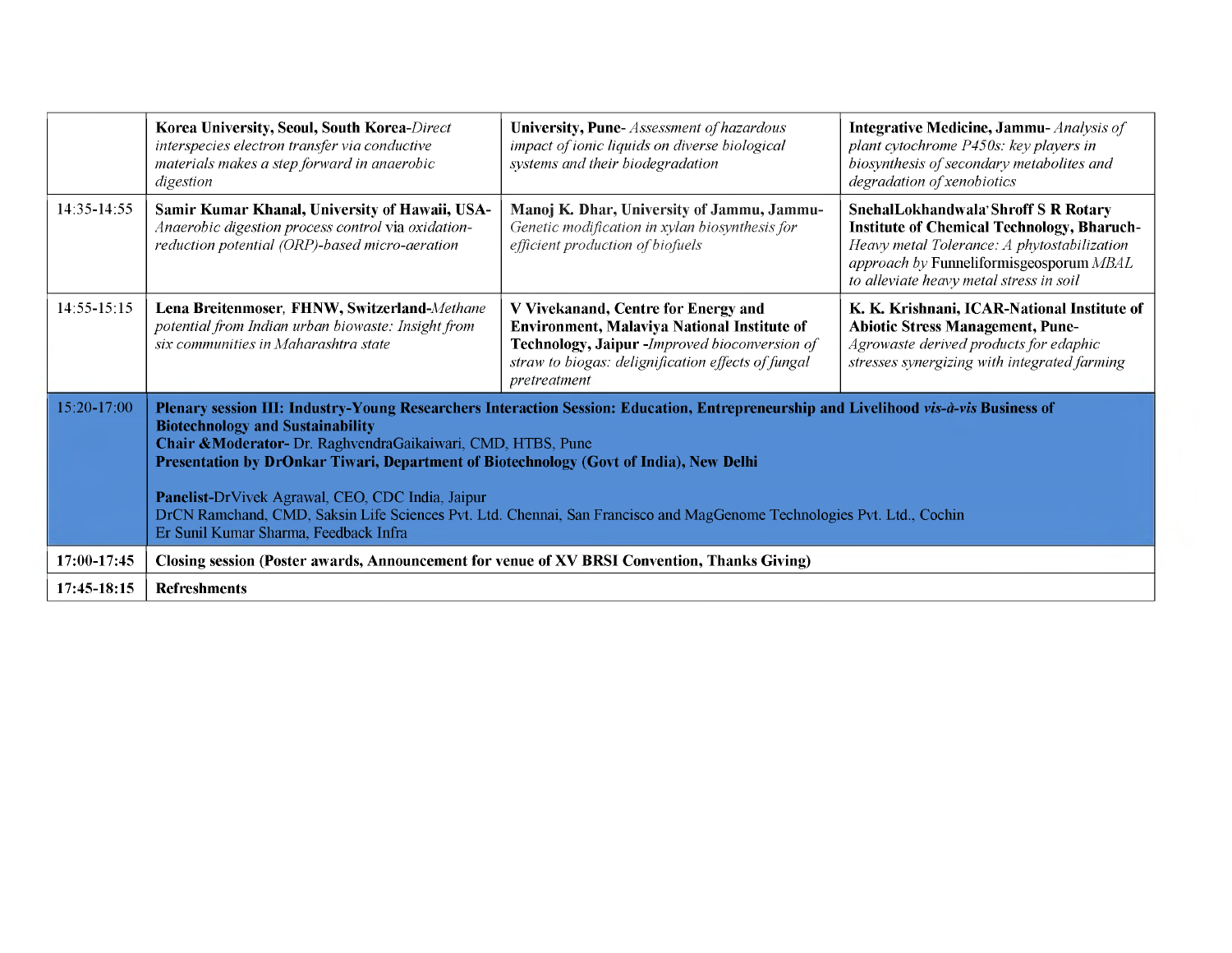| | | | |
|---|---|---|---|
| | **Korea University, Seoul, South Korea**-*Direct interspecies electron transfer via conductive materials makes a step forward in anaerobic digestion* | **University, Pune**- *Assessment of hazardous impact of ionic liquids on diverse biological systems and their biodegradation* | **Integrative Medicine, Jammu**- *Analysis of plant cytochrome P450s: key players in biosynthesis of secondary metabolites and degradation of xenobiotics* |
| 14:35-14:55 | **Samir Kumar Khanal, University of Hawaii, USA**- *Anaerobic digestion process control* via *oxidation-reduction potential (ORP)-based micro-aeration* | **Manoj K. Dhar, University of Jammu, Jammu**- *Genetic modification in xylan biosynthesis for efficient production of biofuels* | **SnehalLokhandwala, Shroff S R Rotary Institute of Chemical Technology, Bharuch**- *Heavy metal Tolerance: A phytostabilization approach by* Funneliformisgeosporum *MBAL to alleviate heavy metal stress in soil* |
| 14:55-15:15 | **Lena Breitenmoser, FHNW, Switzerland**-*Methane potential from Indian urban biowaste: Insight from six communities in Maharashtra state* | **V Vivekanand, Centre for Energy and Environment, Malaviya National Institute of Technology, Jaipur** -*Improved bioconversion of straw to biogas: delignification effects of fungal pretreatment* | **K. K. Krishnani, ICAR-National Institute of Abiotic Stress Management, Pune**- *Agrowaste derived products for edaphic stresses synergizing with integrated farming* |
| 15:20-17:00 | **Plenary session III: Industry-Young Researchers Interaction Session: Education, Entrepreneurship and Livelihood *vis-à-vis* Business of Biotechnology and Sustainability**<br>**Chair &Moderator-** Dr. RaghvendraGaikaiwari, CMD, HTBS, Pune<br>**Presentation by DrOnkar Tiwari, Department of Biotechnology (Govt of India), New Delhi**<br><br>**Panelist-**DrVivek Agrawal, CEO, CDC India, Jaipur<br>DrCN Ramchand, CMD, Saksin Life Sciences Pvt. Ltd. Chennai, San Francisco and MagGenome Technologies Pvt. Ltd., Cochin<br>Er Sunil Kumar Sharma, Feedback Infra | | |
| **17:00-17:45** | **Closing session (Poster awards, Announcement for venue of XV BRSI Convention, Thanks Giving)** | | |
| **17:45-18:15** | **Refreshments** | | |